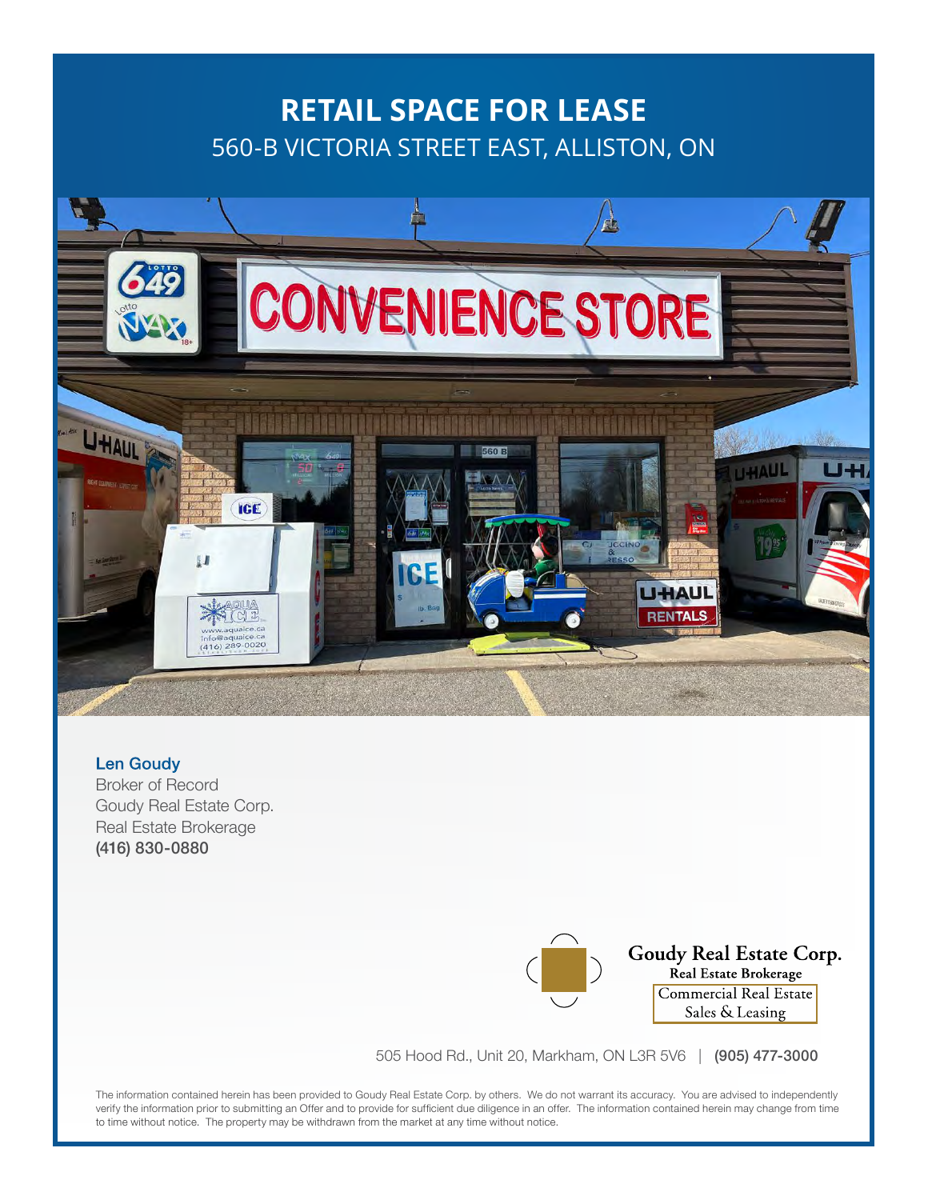# RETAIL SPACE FOR LEASE

## 560-B VICTORIA STREET EAST, ALLISTON, ON

**Len Goudy**
Broker of Record
Goudy Real Estate Corp.
Real Estate Brokerage
**(416) 830-0880**

**Goudy Real Estate Corp.**
**Real Estate Brokerage**
Commercial Real Estate
Sales & Leasing

505 Hood Rd., Unit 20, Markham, ON L3R 5V6 | **(905) 477-3000**

The information contained herein has been provided to Goudy Real Estate Corp. by others. We do not warrant its accuracy. You are advised to independently verify the information prior to submitting an Offer and to provide for sufficient due diligence in an offer. The information contained herein may change from time to time without notice. The property may be withdrawn from the market at any time without notice.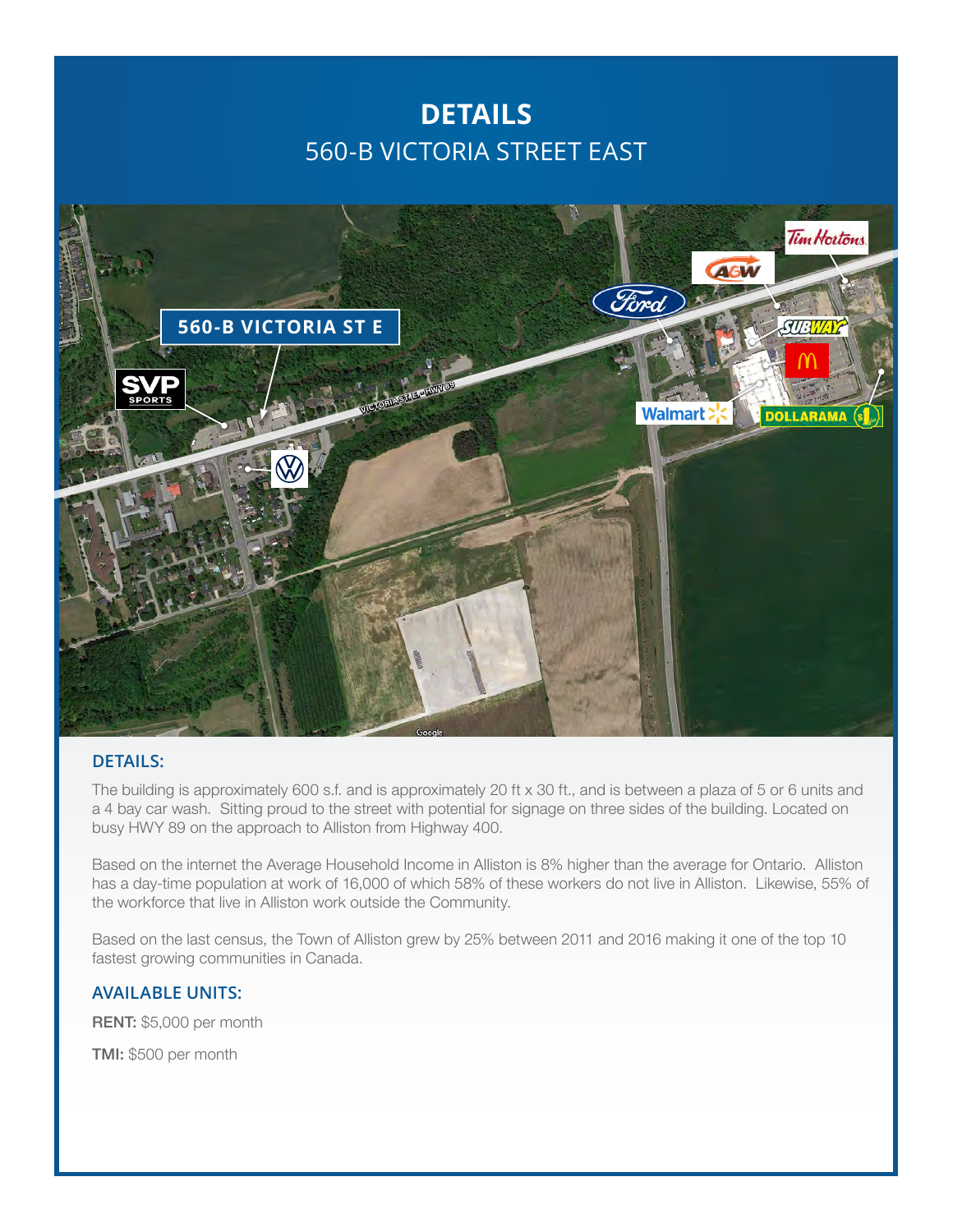# DETAILS

## 560-B VICTORIA STREET EAST

### DETAILS:

The building is approximately 600 s.f. and is approximately 20 ft x 30 ft., and is between a plaza of 5 or 6 units and a 4 bay car wash. Sitting proud to the street with potential for signage on three sides of the building. Located on busy HWY 89 on the approach to Alliston from Highway 400.

Based on the internet the Average Household Income in Alliston is 8% higher than the average for Ontario. Alliston has a day-time population at work of 16,000 of which 58% of these workers do not live in Alliston. Likewise, 55% of the workforce that live in Alliston work outside the Community.

Based on the last census, the Town of Alliston grew by 25% between 2011 and 2016 making it one of the top 10 fastest growing communities in Canada.

### AVAILABLE UNITS:

**RENT:** $5,000 per month

**TMI:** $500 per month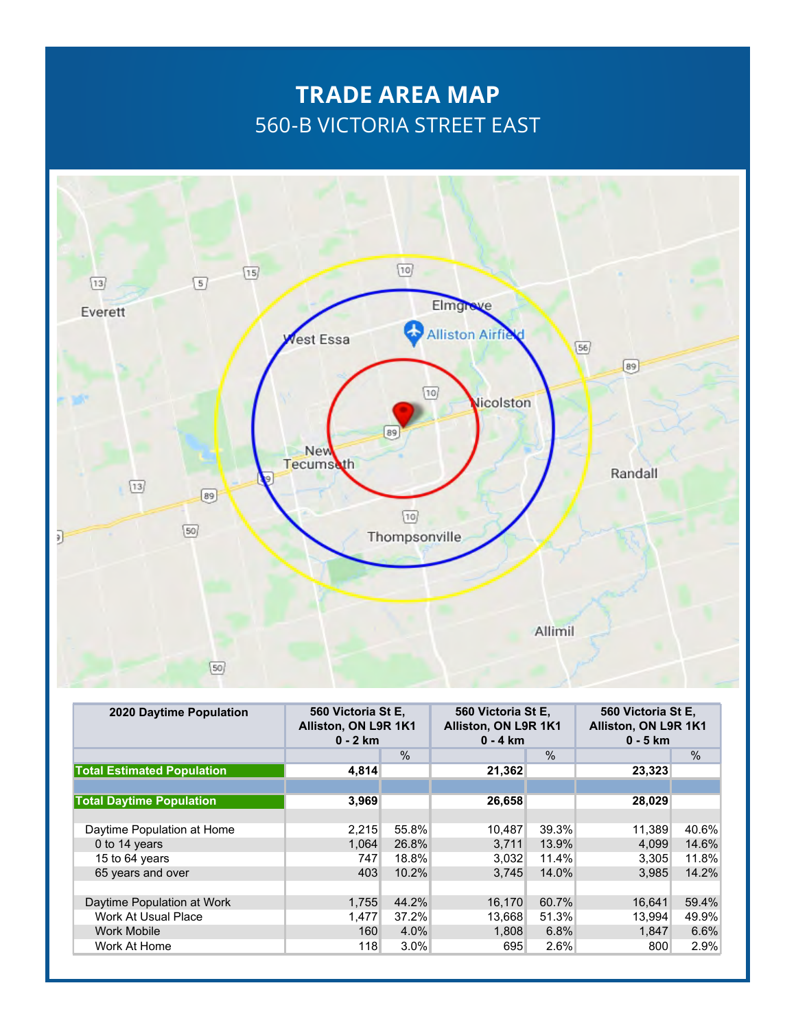# TRADE AREA MAP

## 560-B VICTORIA STREET EAST

| 2020 Daytime Population | 560 Victoria St E, Alliston, ON L9R 1K1 0 - 2 km | | 560 Victoria St E, Alliston, ON L9R 1K1 0 - 4 km | | 560 Victoria St E, Alliston, ON L9R 1K1 0 - 5 km | |
|---|---|---|---|---|---|---|
| | | % | | % | | % |
| **Total Estimated Population** | **4,814** | | **21,362** | | **23,323** | |
| | | | | | | |
| **Total Daytime Population** | **3,969** | | **26,658** | | **28,029** | |
| | | | | | | |
| Daytime Population at Home | 2,215 | 55.8% | 10,487 | 39.3% | 11,389 | 40.6% |
| 0 to 14 years | 1,064 | 26.8% | 3,711 | 13.9% | 4,099 | 14.6% |
| 15 to 64 years | 747 | 18.8% | 3,032 | 11.4% | 3,305 | 11.8% |
| 65 years and over | 403 | 10.2% | 3,745 | 14.0% | 3,985 | 14.2% |
| | | | | | | |
| Daytime Population at Work | 1,755 | 44.2% | 16,170 | 60.7% | 16,641 | 59.4% |
| Work At Usual Place | 1,477 | 37.2% | 13,668 | 51.3% | 13,994 | 49.9% |
| Work Mobile | 160 | 4.0% | 1,808 | 6.8% | 1,847 | 6.6% |
| Work At Home | 118 | 3.0% | 695 | 2.6% | 800 | 2.9% |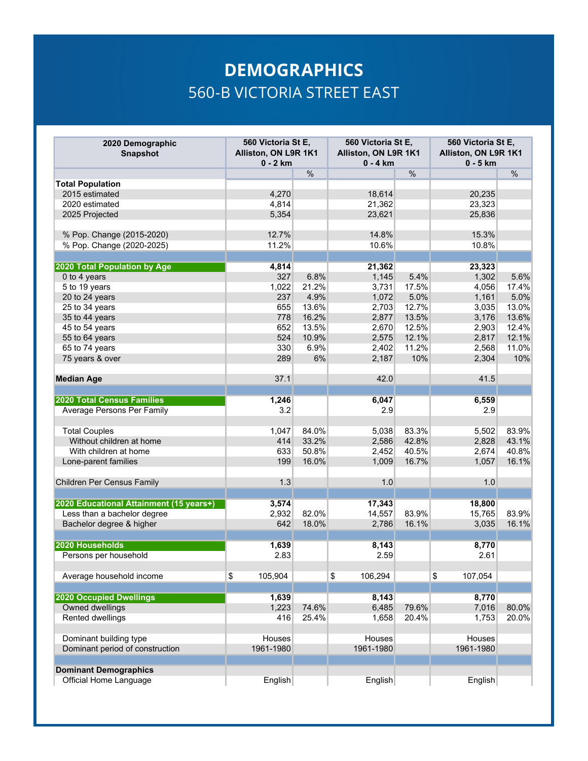# DEMOGRAPHICS

## 560-B VICTORIA STREET EAST

| 2020 Demographic Snapshot | 560 Victoria St E, Alliston, ON L9R 1K1 0 - 2 km | | 560 Victoria St E, Alliston, ON L9R 1K1 0 - 4 km | | 560 Victoria St E, Alliston, ON L9R 1K1 0 - 5 km | |
|---|---|---|---|---|---|---|
| | | % | | % | | % |
| **Total Population** | | | | | | |
| 2015 estimated | 4,270 | | 18,614 | | 20,235 | |
| 2020 estimated | 4,814 | | 21,362 | | 23,323 | |
| 2025 Projected | 5,354 | | 23,621 | | 25,836 | |
| % Pop. Change (2015-2020) | 12.7% | | 14.8% | | 15.3% | |
| % Pop. Change (2020-2025) | 11.2% | | 10.6% | | 10.8% | |
| **2020 Total Population by Age** | **4,814** | | **21,362** | | **23,323** | |
| 0 to 4 years | 327 | 6.8% | 1,145 | 5.4% | 1,302 | 5.6% |
| 5 to 19 years | 1,022 | 21.2% | 3,731 | 17.5% | 4,056 | 17.4% |
| 20 to 24 years | 237 | 4.9% | 1,072 | 5.0% | 1,161 | 5.0% |
| 25 to 34 years | 655 | 13.6% | 2,703 | 12.7% | 3,035 | 13.0% |
| 35 to 44 years | 778 | 16.2% | 2,877 | 13.5% | 3,176 | 13.6% |
| 45 to 54 years | 652 | 13.5% | 2,670 | 12.5% | 2,903 | 12.4% |
| 55 to 64 years | 524 | 10.9% | 2,575 | 12.1% | 2,817 | 12.1% |
| 65 to 74 years | 330 | 6.9% | 2,402 | 11.2% | 2,568 | 11.0% |
| 75 years & over | 289 | 6% | 2,187 | 10% | 2,304 | 10% |
| **Median Age** | 37.1 | | 42.0 | | 41.5 | |
| **2020 Total Census Families** | **1,246** | | **6,047** | | **6,559** | |
| Average Persons Per Family | 3.2 | | 2.9 | | 2.9 | |
| Total Couples | 1,047 | 84.0% | 5,038 | 83.3% | 5,502 | 83.9% |
| Without children at home | 414 | 33.2% | 2,586 | 42.8% | 2,828 | 43.1% |
| With children at home | 633 | 50.8% | 2,452 | 40.5% | 2,674 | 40.8% |
| Lone-parent families | 199 | 16.0% | 1,009 | 16.7% | 1,057 | 16.1% |
| Children Per Census Family | 1.3 | | 1.0 | | 1.0 | |
| **2020 Educational Attainment (15 years+)** | **3,574** | | **17,343** | | **18,800** | |
| Less than a bachelor degree | 2,932 | 82.0% | 14,557 | 83.9% | 15,765 | 83.9% |
| Bachelor degree & higher | 642 | 18.0% | 2,786 | 16.1% | 3,035 | 16.1% |
| **2020 Households** | **1,639** | | **8,143** | | **8,770** | |
| Persons per household | 2.83 | | 2.59 | | 2.61 | |
| Average household income | $ 105,904 | | $ 106,294 | | $ 107,054 | |
| **2020 Occupied Dwellings** | **1,639** | | **8,143** | | **8,770** | |
| Owned dwellings | 1,223 | 74.6% | 6,485 | 79.6% | 7,016 | 80.0% |
| Rented dwellings | 416 | 25.4% | 1,658 | 20.4% | 1,753 | 20.0% |
| Dominant building type | Houses | | Houses | | Houses | |
| Dominant period of construction | 1961-1980 | | 1961-1980 | | 1961-1980 | |
| **Dominant Demographics** | | | | | | |
| Official Home Language | English | | English | | English | |